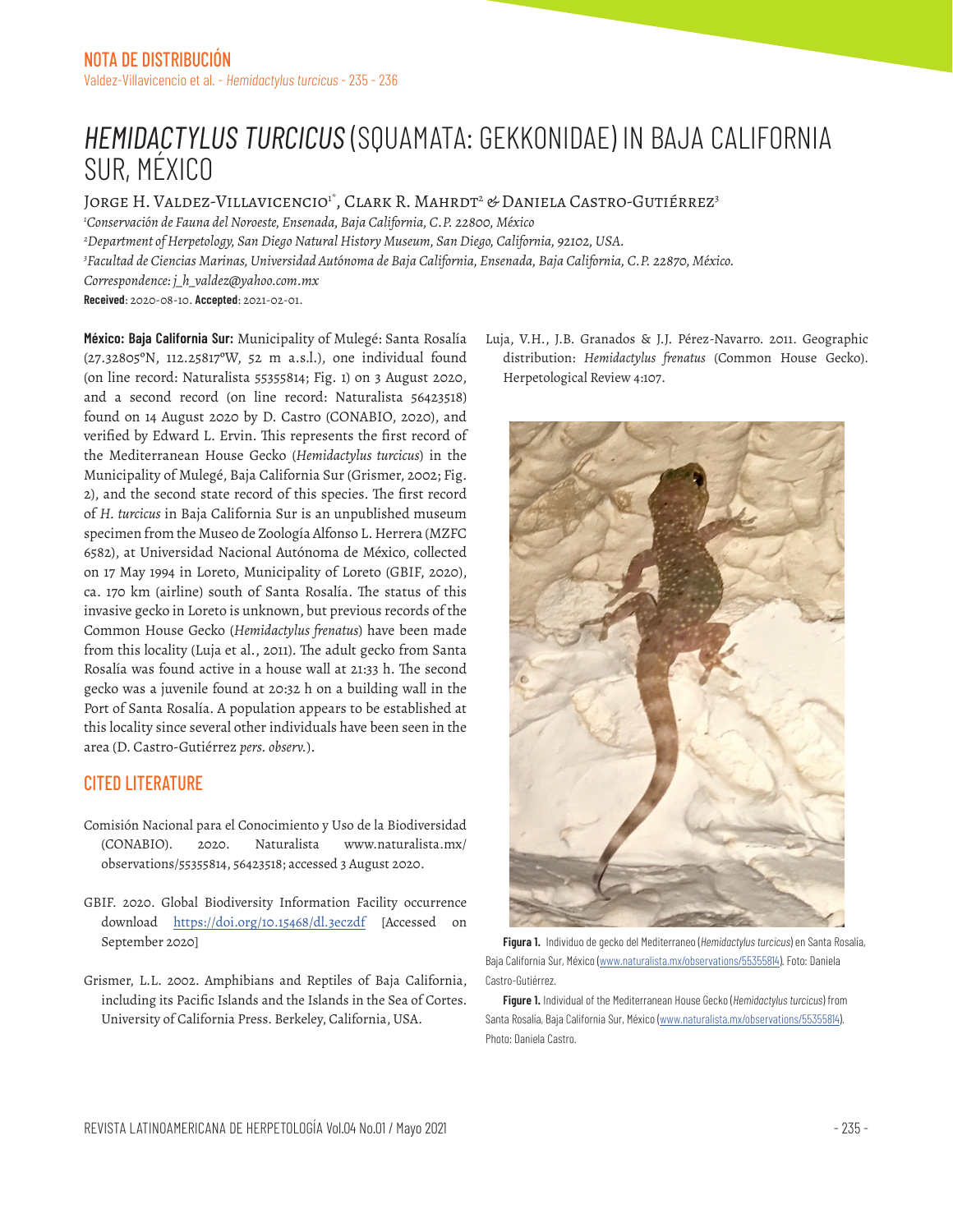NOTA DE DISTRIBUCIÓN

# *HEMIDACTYLUS TURCICUS* (SQUAMATA: GEKKONIDAE) IN BAJA CALIFORNIA SUR, MÉXICO

Jorge H. Valdez-Villavicencio[1*], Clark R. Mahrdt[2] & Daniela Castro-Gutiérrez[3]

[1]*Conservación de Fauna del Noroeste, Ensenada, Baja California, C.P. 22800, México*
[2]*Department of Herpetology, San Diego Natural History Museum, San Diego, California, 92102, USA.*
[3]*Facultad de Ciencias Marinas, Universidad Autónoma de Baja California, Ensenada, Baja California, C.P. 22870, México.*
*Correspondence: j_h_valdez@yahoo.com.mx*

**Received**: 2020-08-10. **Accepted**: 2021-02-01.

**México: Baja California Sur:** Municipality of Mulegé: Santa Rosalía (27.32805°N, 112.25817°W, 52 m a.s.l.), one individual found (on line record: Naturalista 55355814; Fig. 1) on 3 August 2020, and a second record (on line record: Naturalista 56423518) found on 14 August 2020 by D. Castro (CONABIO, 2020), and verified by Edward L. Ervin. This represents the first record of the Mediterranean House Gecko (*Hemidactylus turcicus*) in the Municipality of Mulegé, Baja California Sur (Grismer, 2002; Fig. 2), and the second state record of this species. The first record of *H. turcicus* in Baja California Sur is an unpublished museum specimen from the Museo de Zoología Alfonso L. Herrera (MZFC 6582), at Universidad Nacional Autónoma de México, collected on 17 May 1994 in Loreto, Municipality of Loreto (GBIF, 2020), ca. 170 km (airline) south of Santa Rosalía. The status of this invasive gecko in Loreto is unknown, but previous records of the Common House Gecko (*Hemidactylus frenatus*) have been made from this locality (Luja et al., 2011). The adult gecko from Santa Rosalía was found active in a house wall at 21:33 h. The second gecko was a juvenile found at 20:32 h on a building wall in the Port of Santa Rosalía. A population appears to be established at this locality since several other individuals have been seen in the area (D. Castro-Gutiérrez *pers. observ.*).

## CITED LITERATURE

Comisión Nacional para el Conocimiento y Uso de la Biodiversidad (CONABIO). 2020. Naturalista www.naturalista.mx/observations/55355814, 56423518; accessed 3 August 2020.

GBIF. 2020. Global Biodiversity Information Facility occurrence download https://doi.org/10.15468/dl.3eczdf [Accessed on September 2020]

Grismer, L.L. 2002. Amphibians and Reptiles of Baja California, including its Pacific Islands and the Islands in the Sea of Cortes. University of California Press. Berkeley, California, USA.

Luja, V.H., J.B. Granados & J.J. Pérez-Navarro. 2011. Geographic distribution: *Hemidactylus frenatus* (Common House Gecko). Herpetological Review 4:107.

**Figura 1.** Individuo de gecko del Mediterraneo (*Hemidactylus turcicus*) en Santa Rosalía, Baja California Sur, México (www.naturalista.mx/observations/55355814). Foto: Daniela Castro-Gutiérrez.

**Figure 1.** Individual of the Mediterranean House Gecko (*Hemidactylus turcicus*) from Santa Rosalía, Baja California Sur, México (www.naturalista.mx/observations/55355814). Photo: Daniela Castro.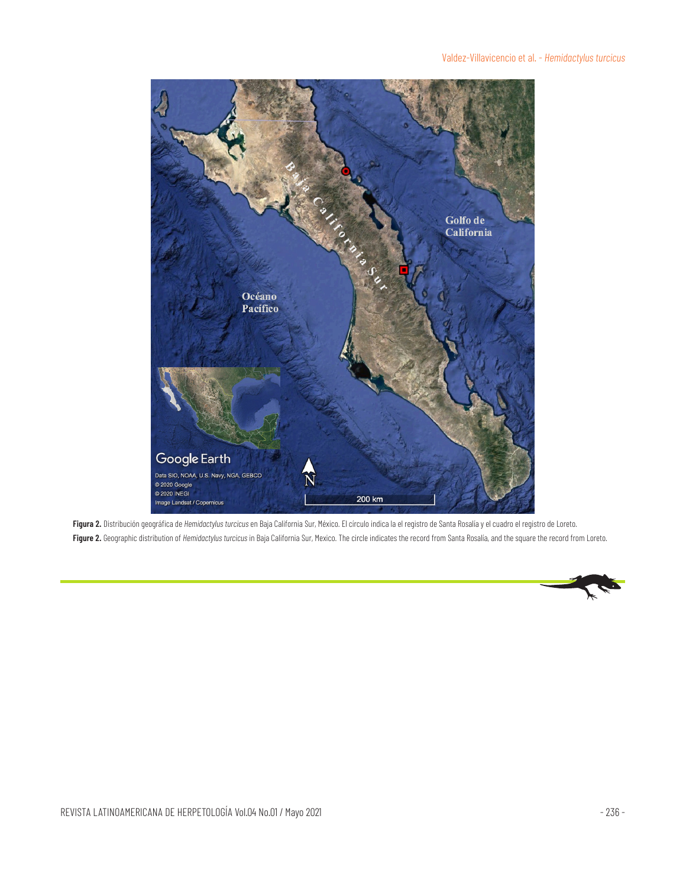**Figura 2.** Distribución geográfica de *Hemidactylus turcicus* en Baja California Sur, México. El círculo indica la el registro de Santa Rosalía y el cuadro el registro de Loreto.

**Figure 2.** Geographic distribution of *Hemidactylus turcicus* in Baja California Sur, Mexico. The circle indicates the record from Santa Rosalía, and the square the record from Loreto.